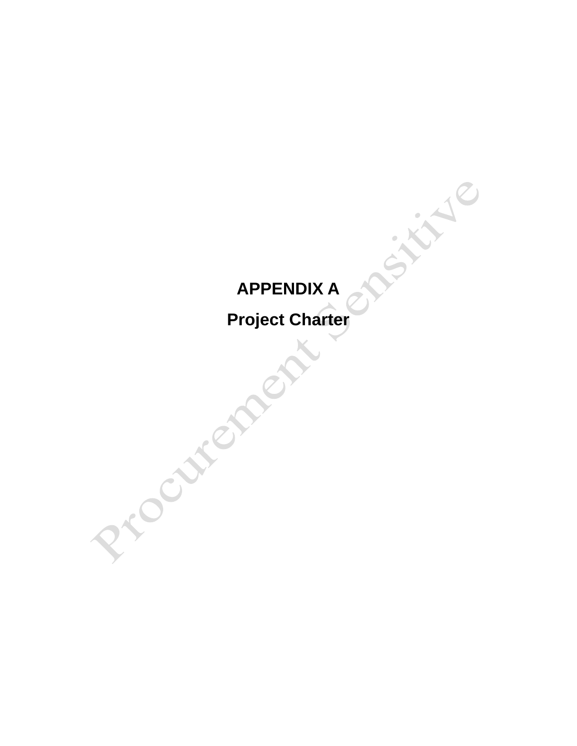# APPENDIX A

# Project Charter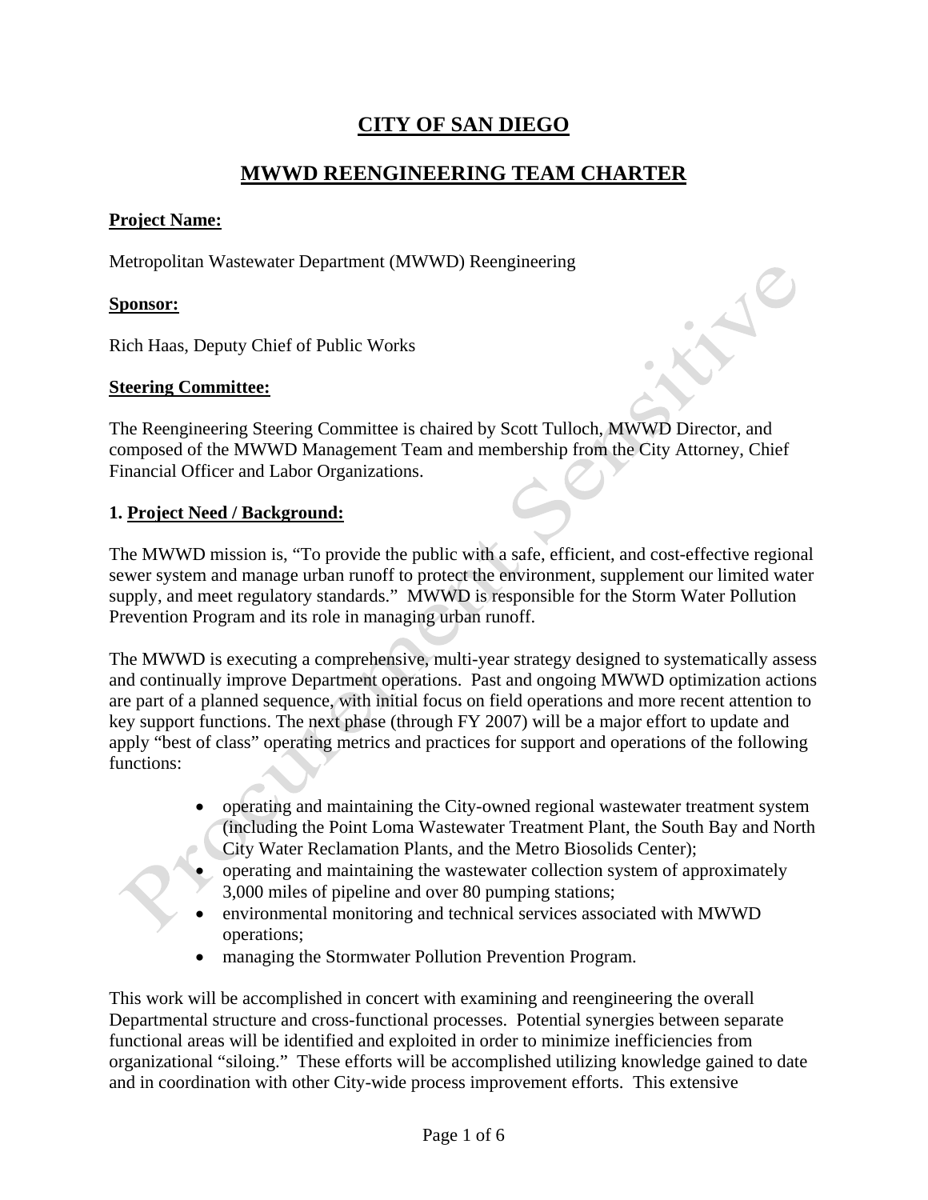# CITY OF SAN DIEGO

## MWWD REENGINEERING TEAM CHARTER

**Project Name:**

Metropolitan Wastewater Department (MWWD) Reengineering

**Sponsor:**

Rich Haas, Deputy Chief of Public Works

**Steering Committee:**

The Reengineering Steering Committee is chaired by Scott Tulloch, MWWD Director, and composed of the MWWD Management Team and membership from the City Attorney, Chief Financial Officer and Labor Organizations.

**1. Project Need / Background:**

The MWWD mission is, "To provide the public with a safe, efficient, and cost-effective regional sewer system and manage urban runoff to protect the environment, supplement our limited water supply, and meet regulatory standards." MWWD is responsible for the Storm Water Pollution Prevention Program and its role in managing urban runoff.

The MWWD is executing a comprehensive, multi-year strategy designed to systematically assess and continually improve Department operations. Past and ongoing MWWD optimization actions are part of a planned sequence, with initial focus on field operations and more recent attention to key support functions. The next phase (through FY 2007) will be a major effort to update and apply "best of class" operating metrics and practices for support and operations of the following functions:

- operating and maintaining the City-owned regional wastewater treatment system (including the Point Loma Wastewater Treatment Plant, the South Bay and North City Water Reclamation Plants, and the Metro Biosolids Center);
- operating and maintaining the wastewater collection system of approximately 3,000 miles of pipeline and over 80 pumping stations;
- environmental monitoring and technical services associated with MWWD operations;
- managing the Stormwater Pollution Prevention Program.

This work will be accomplished in concert with examining and reengineering the overall Departmental structure and cross-functional processes. Potential synergies between separate functional areas will be identified and exploited in order to minimize inefficiencies from organizational "siloing." These efforts will be accomplished utilizing knowledge gained to date and in coordination with other City-wide process improvement efforts. This extensive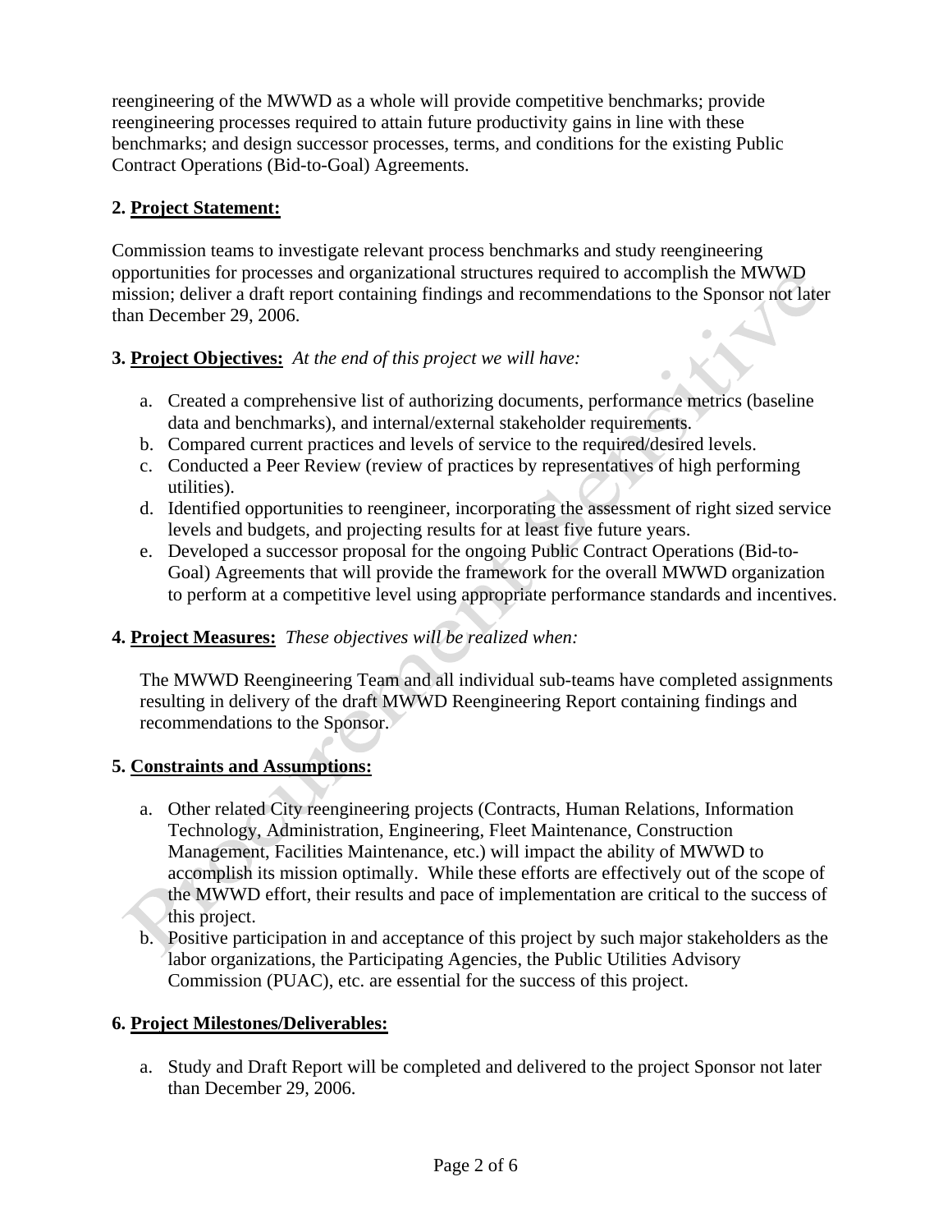reengineering of the MWWD as a whole will provide competitive benchmarks; provide reengineering processes required to attain future productivity gains in line with these benchmarks; and design successor processes, terms, and conditions for the existing Public Contract Operations (Bid-to-Goal) Agreements.

**2. Project Statement:**

Commission teams to investigate relevant process benchmarks and study reengineering opportunities for processes and organizational structures required to accomplish the MWWD mission; deliver a draft report containing findings and recommendations to the Sponsor not later than December 29, 2006.

**3. Project Objectives:** *At the end of this project we will have:*

a. Created a comprehensive list of authorizing documents, performance metrics (baseline data and benchmarks), and internal/external stakeholder requirements.
b. Compared current practices and levels of service to the required/desired levels.
c. Conducted a Peer Review (review of practices by representatives of high performing utilities).
d. Identified opportunities to reengineer, incorporating the assessment of right sized service levels and budgets, and projecting results for at least five future years.
e. Developed a successor proposal for the ongoing Public Contract Operations (Bid-to-Goal) Agreements that will provide the framework for the overall MWWD organization to perform at a competitive level using appropriate performance standards and incentives.

**4. Project Measures:** *These objectives will be realized when:*

The MWWD Reengineering Team and all individual sub-teams have completed assignments resulting in delivery of the draft MWWD Reengineering Report containing findings and recommendations to the Sponsor.

**5. Constraints and Assumptions:**

a. Other related City reengineering projects (Contracts, Human Relations, Information Technology, Administration, Engineering, Fleet Maintenance, Construction Management, Facilities Maintenance, etc.) will impact the ability of MWWD to accomplish its mission optimally. While these efforts are effectively out of the scope of the MWWD effort, their results and pace of implementation are critical to the success of this project.
b. Positive participation in and acceptance of this project by such major stakeholders as the labor organizations, the Participating Agencies, the Public Utilities Advisory Commission (PUAC), etc. are essential for the success of this project.

**6. Project Milestones/Deliverables:**

a. Study and Draft Report will be completed and delivered to the project Sponsor not later than December 29, 2006.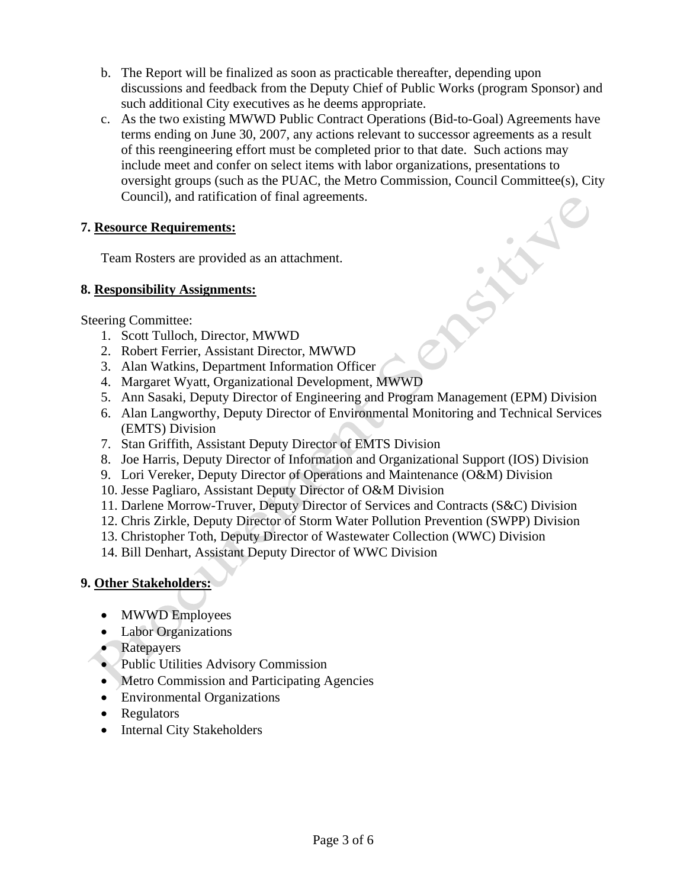b. The Report will be finalized as soon as practicable thereafter, depending upon discussions and feedback from the Deputy Chief of Public Works (program Sponsor) and such additional City executives as he deems appropriate.

c. As the two existing MWWD Public Contract Operations (Bid-to-Goal) Agreements have terms ending on June 30, 2007, any actions relevant to successor agreements as a result of this reengineering effort must be completed prior to that date. Such actions may include meet and confer on select items with labor organizations, presentations to oversight groups (such as the PUAC, the Metro Commission, Council Committee(s), City Council), and ratification of final agreements.

**7. <u>Resource Requirements:</u>**

Team Rosters are provided as an attachment.

**8. <u>Responsibility Assignments:</u>**

Steering Committee:

1. Scott Tulloch, Director, MWWD
2. Robert Ferrier, Assistant Director, MWWD
3. Alan Watkins, Department Information Officer
4. Margaret Wyatt, Organizational Development, MWWD
5. Ann Sasaki, Deputy Director of Engineering and Program Management (EPM) Division
6. Alan Langworthy, Deputy Director of Environmental Monitoring and Technical Services (EMTS) Division
7. Stan Griffith, Assistant Deputy Director of EMTS Division
8. Joe Harris, Deputy Director of Information and Organizational Support (IOS) Division
9. Lori Vereker, Deputy Director of Operations and Maintenance (O&M) Division
10. Jesse Pagliaro, Assistant Deputy Director of O&M Division
11. Darlene Morrow-Truver, Deputy Director of Services and Contracts (S&C) Division
12. Chris Zirkle, Deputy Director of Storm Water Pollution Prevention (SWPP) Division
13. Christopher Toth, Deputy Director of Wastewater Collection (WWC) Division
14. Bill Denhart, Assistant Deputy Director of WWC Division

**9. <u>Other Stakeholders:</u>**

- MWWD Employees
- Labor Organizations
- Ratepayers
- Public Utilities Advisory Commission
- Metro Commission and Participating Agencies
- Environmental Organizations
- Regulators
- Internal City Stakeholders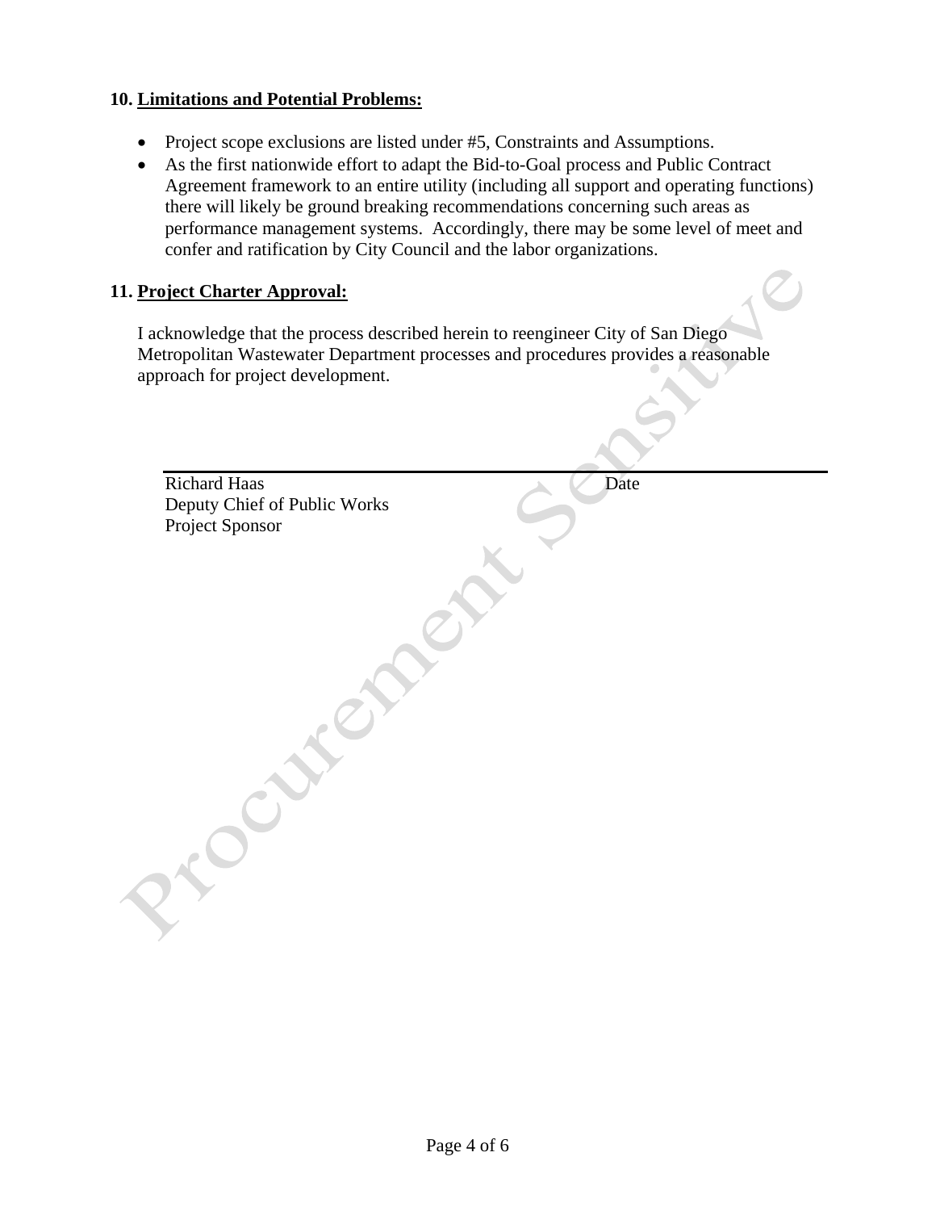### 10. Limitations and Potential Problems:

- Project scope exclusions are listed under #5, Constraints and Assumptions.
- As the first nationwide effort to adapt the Bid-to-Goal process and Public Contract Agreement framework to an entire utility (including all support and operating functions) there will likely be ground breaking recommendations concerning such areas as performance management systems. Accordingly, there may be some level of meet and confer and ratification by City Council and the labor organizations.

### 11. Project Charter Approval:

I acknowledge that the process described herein to reengineer City of San Diego Metropolitan Wastewater Department processes and procedures provides a reasonable approach for project development.

Richard Haas
Deputy Chief of Public Works
Project Sponsor

Date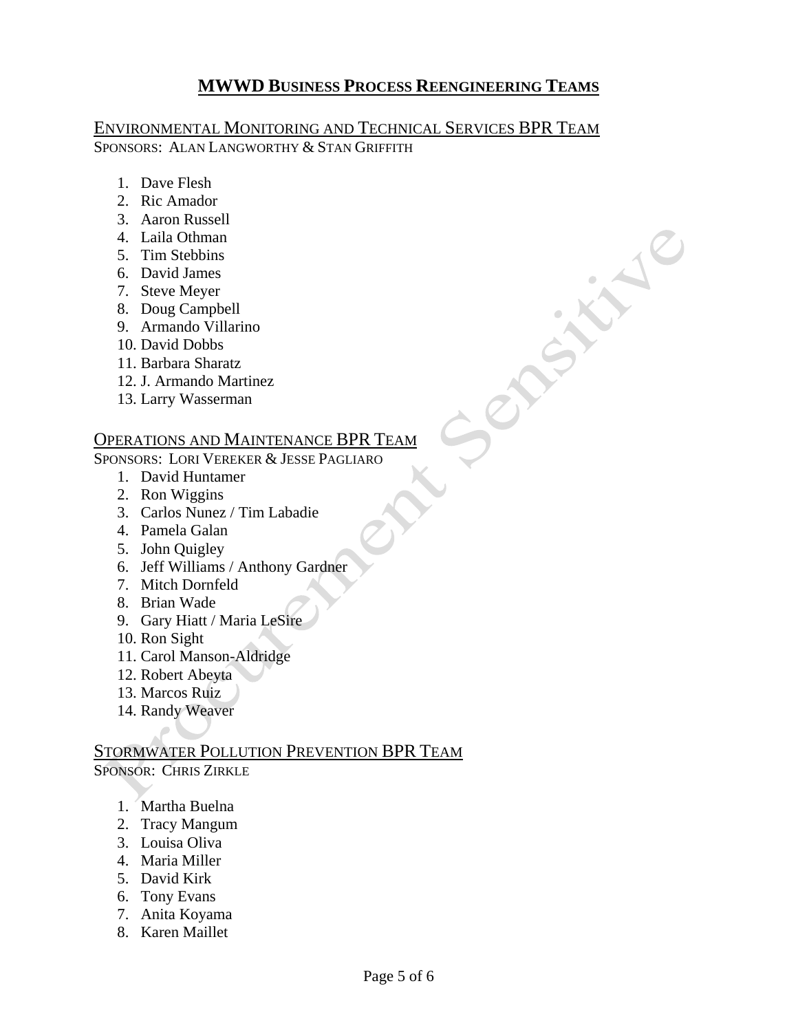# MWWD BUSINESS PROCESS REENGINEERING TEAMS

## ENVIRONMENTAL MONITORING AND TECHNICAL SERVICES BPR TEAM

SPONSORS: ALAN LANGWORTHY & STAN GRIFFITH

1. Dave Flesh
2. Ric Amador
3. Aaron Russell
4. Laila Othman
5. Tim Stebbins
6. David James
7. Steve Meyer
8. Doug Campbell
9. Armando Villarino
10. David Dobbs
11. Barbara Sharatz
12. J. Armando Martinez
13. Larry Wasserman

## OPERATIONS AND MAINTENANCE BPR TEAM

SPONSORS: LORI VEREKER & JESSE PAGLIARO

1. David Huntamer
2. Ron Wiggins
3. Carlos Nunez / Tim Labadie
4. Pamela Galan
5. John Quigley
6. Jeff Williams / Anthony Gardner
7. Mitch Dornfeld
8. Brian Wade
9. Gary Hiatt / Maria LeSire
10. Ron Sight
11. Carol Manson-Aldridge
12. Robert Abeyta
13. Marcos Ruiz
14. Randy Weaver

## STORMWATER POLLUTION PREVENTION BPR TEAM

SPONSOR: CHRIS ZIRKLE

1. Martha Buelna
2. Tracy Mangum
3. Louisa Oliva
4. Maria Miller
5. David Kirk
6. Tony Evans
7. Anita Koyama
8. Karen Maillet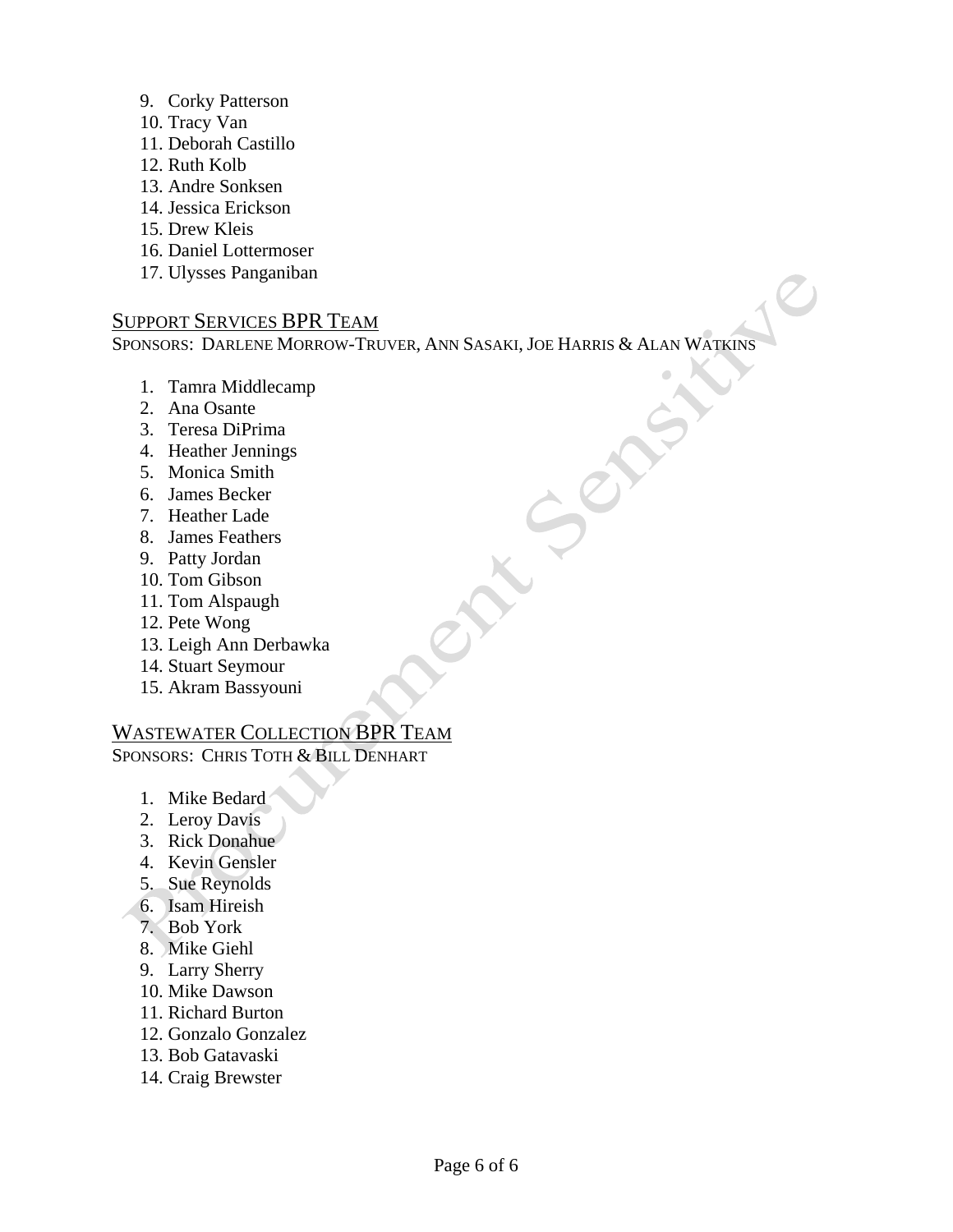9. Corky Patterson
10. Tracy Van
11. Deborah Castillo
12. Ruth Kolb
13. Andre Sonksen
14. Jessica Erickson
15. Drew Kleis
16. Daniel Lottermoser
17. Ulysses Panganiban

## SUPPORT SERVICES BPR TEAM

SPONSORS: DARLENE MORROW-TRUVER, ANN SASAKI, JOE HARRIS & ALAN WATKINS

1. Tamra Middlecamp
2. Ana Osante
3. Teresa DiPrima
4. Heather Jennings
5. Monica Smith
6. James Becker
7. Heather Lade
8. James Feathers
9. Patty Jordan
10. Tom Gibson
11. Tom Alspaugh
12. Pete Wong
13. Leigh Ann Derbawka
14. Stuart Seymour
15. Akram Bassyouni

## WASTEWATER COLLECTION BPR TEAM

SPONSORS: CHRIS TOTH & BILL DENHART

1. Mike Bedard
2. Leroy Davis
3. Rick Donahue
4. Kevin Gensler
5. Sue Reynolds
6. Isam Hireish
7. Bob York
8. Mike Giehl
9. Larry Sherry
10. Mike Dawson
11. Richard Burton
12. Gonzalo Gonzalez
13. Bob Gatavaski
14. Craig Brewster